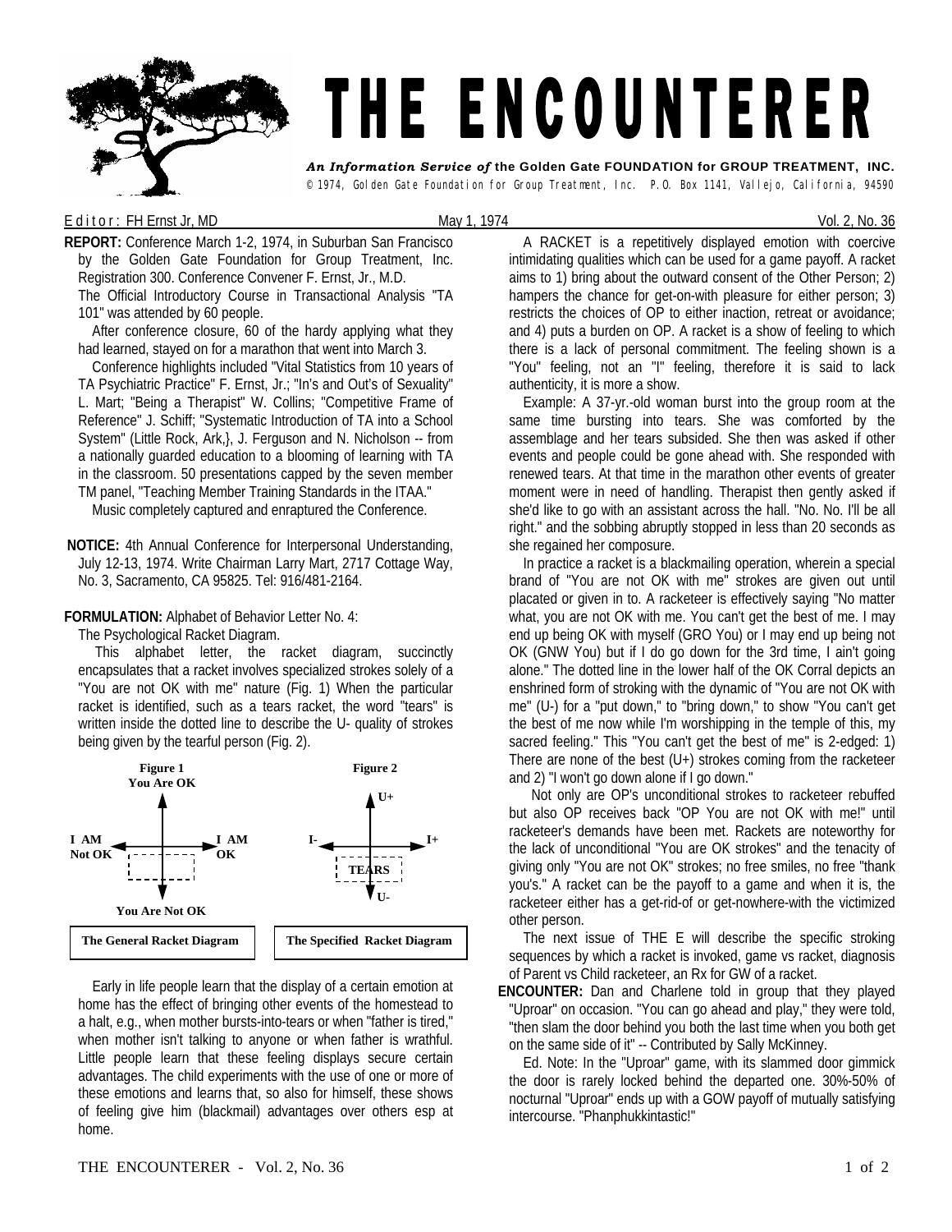# THE ENCOUNTERER

***An Information Service of* the Golden Gate FOUNDATION for GROUP TREATMENT, INC.**

© 1974, Golden Gate Foundation for Group Treatment, Inc. P.O. Box 1141, Vallejo, California, 94590

Editor: FH Ernst Jr, MD — May 1, 1974 — Vol. 2, No. 36

**REPORT:** Conference March 1-2, 1974, in Suburban San Francisco by the Golden Gate Foundation for Group Treatment, Inc. Registration 300. Conference Convener F. Ernst, Jr., M.D. The Official Introductory Course in Transactional Analysis "TA 101" was attended by 60 people.

After conference closure, 60 of the hardy applying what they had learned, stayed on for a marathon that went into March 3.

Conference highlights included "Vital Statistics from 10 years of TA Psychiatric Practice" F. Ernst, Jr.; "In's and Out's of Sexuality" L. Mart; "Being a Therapist" W. Collins; "Competitive Frame of Reference" J. Schiff; "Systematic Introduction of TA into a School System" (Little Rock, Ark,}, J. Ferguson and N. Nicholson -- from a nationally guarded education to a blooming of learning with TA in the classroom. 50 presentations capped by the seven member TM panel, "Teaching Member Training Standards in the ITAA."

Music completely captured and enraptured the Conference.

**NOTICE:** 4th Annual Conference for Interpersonal Understanding, July 12-13, 1974. Write Chairman Larry Mart, 2717 Cottage Way, No. 3, Sacramento, CA 95825. Tel: 916/481-2164.

**FORMULATION:** Alphabet of Behavior Letter No. 4:

The Psychological Racket Diagram.

This alphabet letter, the racket diagram, succinctly encapsulates that a racket involves specialized strokes solely of a "You are not OK with me" nature (Fig. 1) When the particular racket is identified, such as a tears racket, the word "tears" is written inside the dotted line to describe the U- quality of strokes being given by the tearful person (Fig. 2).

**Figure 1**

You Are OK

I AM Not OK — I AM OK

You Are Not OK

**The General Racket Diagram**

**Figure 2**

U+

I- — I+

TEARS

U-

**The Specified Racket Diagram**

Early in life people learn that the display of a certain emotion at home has the effect of bringing other events of the homestead to a halt, e.g., when mother bursts-into-tears or when "father is tired," when mother isn't talking to anyone or when father is wrathful. Little people learn that these feeling displays secure certain advantages. The child experiments with the use of one or more of these emotions and learns that, so also for himself, these shows of feeling give him (blackmail) advantages over others esp at home.

A RACKET is a repetitively displayed emotion with coercive intimidating qualities which can be used for a game payoff. A racket aims to 1) bring about the outward consent of the Other Person; 2) hampers the chance for get-on-with pleasure for either person; 3) restricts the choices of OP to either inaction, retreat or avoidance; and 4) puts a burden on OP. A racket is a show of feeling to which there is a lack of personal commitment. The feeling shown is a "You" feeling, not an "I" feeling, therefore it is said to lack authenticity, it is more a show.

Example: A 37-yr.-old woman burst into the group room at the same time bursting into tears. She was comforted by the assemblage and her tears subsided. She then was asked if other events and people could be gone ahead with. She responded with renewed tears. At that time in the marathon other events of greater moment were in need of handling. Therapist then gently asked if she'd like to go with an assistant across the hall. "No. No. I'll be all right." and the sobbing abruptly stopped in less than 20 seconds as she regained her composure.

In practice a racket is a blackmailing operation, wherein a special brand of "You are not OK with me" strokes are given out until placated or given in to. A racketeer is effectively saying "No matter what, you are not OK with me. You can't get the best of me. I may end up being OK with myself (GRO You) or I may end up being not OK (GNW You) but if I do go down for the 3rd time, I ain't going alone." The dotted line in the lower half of the OK Corral depicts an enshrined form of stroking with the dynamic of "You are not OK with me" (U-) for a "put down," to "bring down," to show "You can't get the best of me now while I'm worshipping in the temple of this, my sacred feeling." This "You can't get the best of me" is 2-edged: 1) There are none of the best (U+) strokes coming from the racketeer and 2) "I won't go down alone if I go down."

Not only are OP's unconditional strokes to racketeer rebuffed but also OP receives back "OP You are not OK with me!" until racketeer's demands have been met. Rackets are noteworthy for the lack of unconditional "You are OK strokes" and the tenacity of giving only "You are not OK" strokes; no free smiles, no free "thank you's." A racket can be the payoff to a game and when it is, the racketeer either has a get-rid-of or get-nowhere-with the victimized other person.

The next issue of THE E will describe the specific stroking sequences by which a racket is invoked, game vs racket, diagnosis of Parent vs Child racketeer, an Rx for GW of a racket.

**ENCOUNTER:** Dan and Charlene told in group that they played "Uproar" on occasion. "You can go ahead and play," they were told, "then slam the door behind you both the last time when you both get on the same side of it" -- Contributed by Sally McKinney.

Ed. Note: In the "Uproar" game, with its slammed door gimmick the door is rarely locked behind the departed one. 30%-50% of nocturnal "Uproar" ends up with a GOW payoff of mutually satisfying intercourse. "Phanphukkintastic!"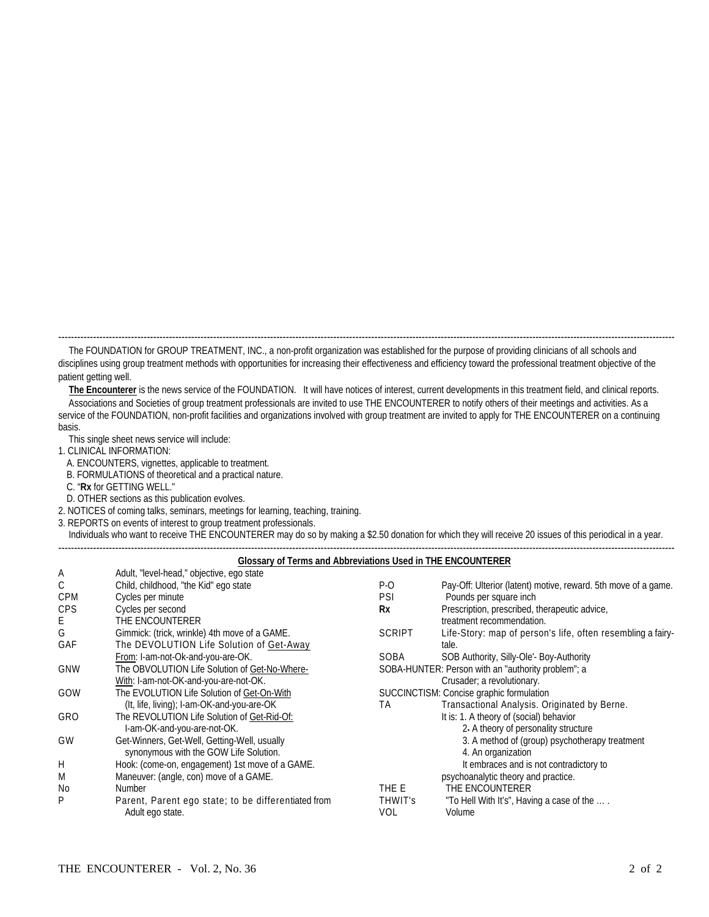---

The FOUNDATION for GROUP TREATMENT, INC., a non-profit organization was established for the purpose of providing clinicians of all schools and disciplines using group treatment methods with opportunities for increasing their effectiveness and efficiency toward the professional treatment objective of the patient getting well.

**The Encounterer** is the news service of the FOUNDATION. It will have notices of interest, current developments in this treatment field, and clinical reports.

Associations and Societies of group treatment professionals are invited to use THE ENCOUNTERER to notify others of their meetings and activities. As a service of the FOUNDATION, non-profit facilities and organizations involved with group treatment are invited to apply for THE ENCOUNTERER on a continuing basis.

This single sheet news service will include:

1. CLINICAL INFORMATION:
   A. ENCOUNTERS, vignettes, applicable to treatment.
   B. FORMULATIONS of theoretical and a practical nature.
   C. "**Rx** for GETTING WELL."
   D. OTHER sections as this publication evolves.
2. NOTICES of coming talks, seminars, meetings for learning, teaching, training.
3. REPORTS on events of interest to group treatment professionals.

Individuals who want to receive THE ENCOUNTERER may do so by making a $2.50 donation for which they will receive 20 issues of this periodical in a year.

---

**Glossary of Terms and Abbreviations Used in THE ENCOUNTERER**

| | |
|---|---|
| A | Adult, "level-head," objective, ego state |
| C | Child, childhood, "the Kid" ego state |
| CPM | Cycles per minute |
| CPS | Cycles per second |
| E | THE ENCOUNTERER |
| G | Gimmick: (trick, wrinkle) 4th move of a GAME. |
| GAF | The DEVOLUTION Life Solution of Get-Away From: I-am-not-Ok-and-you-are-OK. |
| GNW | The OBVOLUTION Life Solution of Get-No-Where-With: I-am-not-OK-and-you-are-not-OK. |
| GOW | The EVOLUTION Life Solution of Get-On-With (It, life, living); I-am-OK-and-you-are-OK |
| GRO | The REVOLUTION Life Solution of Get-Rid-Of: I-am-OK-and-you-are-not-OK. |
| GW | Get-Winners, Get-Well, Getting-Well, usually synonymous with the GOW Life Solution. |
| H | Hook: (come-on, engagement) 1st move of a GAME. |
| M | Maneuver: (angle, con) move of a GAME. |
| No | Number |
| P | Parent, Parent ego state; to be differentiated from Adult ego state. |
| P-O | Pay-Off: Ulterior (latent) motive, reward. 5th move of a game. |
| PSI | Pounds per square inch |
| **Rx** | Prescription, prescribed, therapeutic advice, treatment recommendation. |
| SCRIPT | Life-Story: map of person's life, often resembling a fairy-tale. |
| SOBA | SOB Authority, Silly-Ole'- Boy-Authority |
| SOBA-HUNTER | Person with an "authority problem"; a Crusader; a revolutionary. |
| SUCCINCTISM | Concise graphic formulation |
| TA | Transactional Analysis. Originated by Berne. It is: 1. A theory of (social) behavior 2. A theory of personality structure 3. A method of (group) psychotherapy treatment 4. An organization. It embraces and is not contradictory to psychoanalytic theory and practice. |
| THE E | THE ENCOUNTERER |
| THWIT's | "To Hell With It's", Having a case of the … . |
| VOL | Volume |